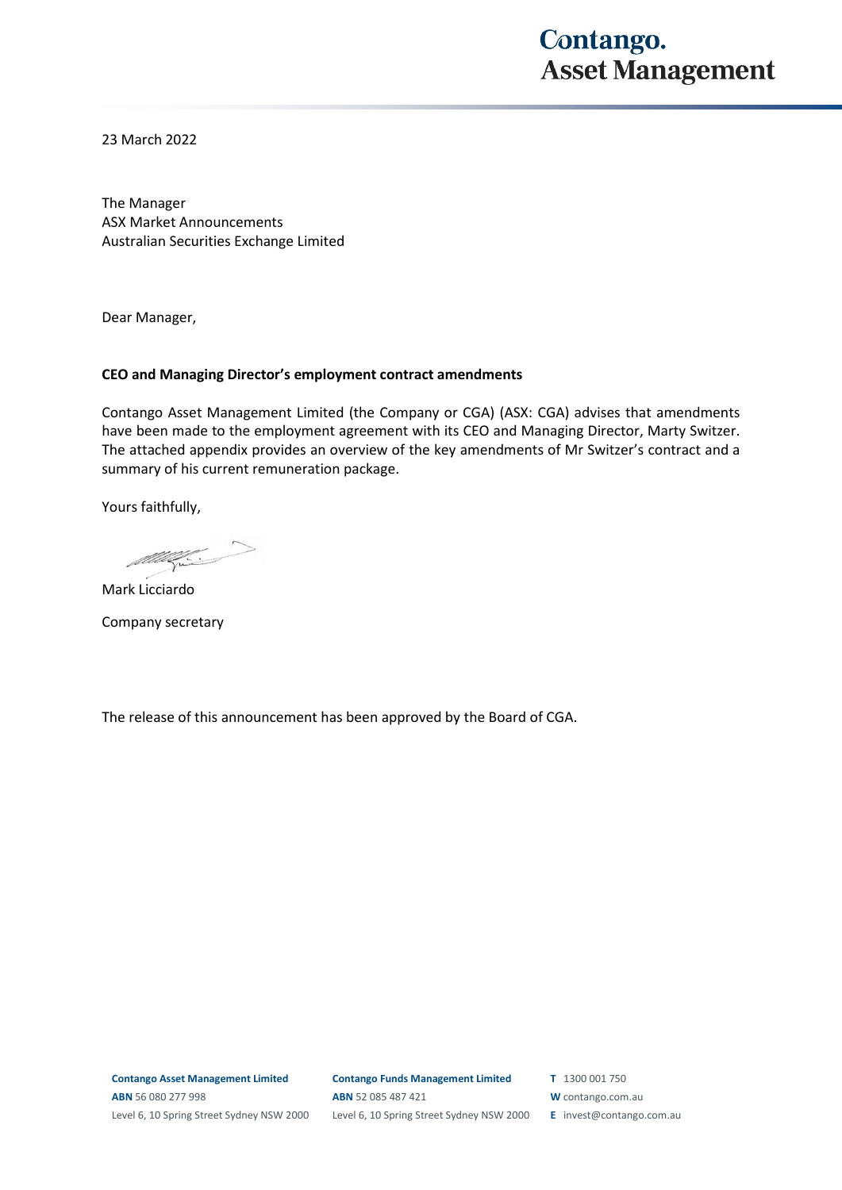23 March 2022

The Manager
ASX Market Announcements
Australian Securities Exchange Limited

Dear Manager,

**CEO and Managing Director's employment contract amendments**

Contango Asset Management Limited (the Company or CGA) (ASX: CGA) advises that amendments have been made to the employment agreement with its CEO and Managing Director, Marty Switzer. The attached appendix provides an overview of the key amendments of Mr Switzer's contract and a summary of his current remuneration package.

Yours faithfully,

Mark Licciardo

Company secretary

The release of this announcement has been approved by the Board of CGA.

**Contango Asset Management Limited**
**ABN** 56 080 277 998
Level 6, 10 Spring Street Sydney NSW 2000

**Contango Funds Management Limited**
**ABN** 52 085 487 421
Level 6, 10 Spring Street Sydney NSW 2000

**T** 1300 001 750
**W** contango.com.au
**E** invest@contango.com.au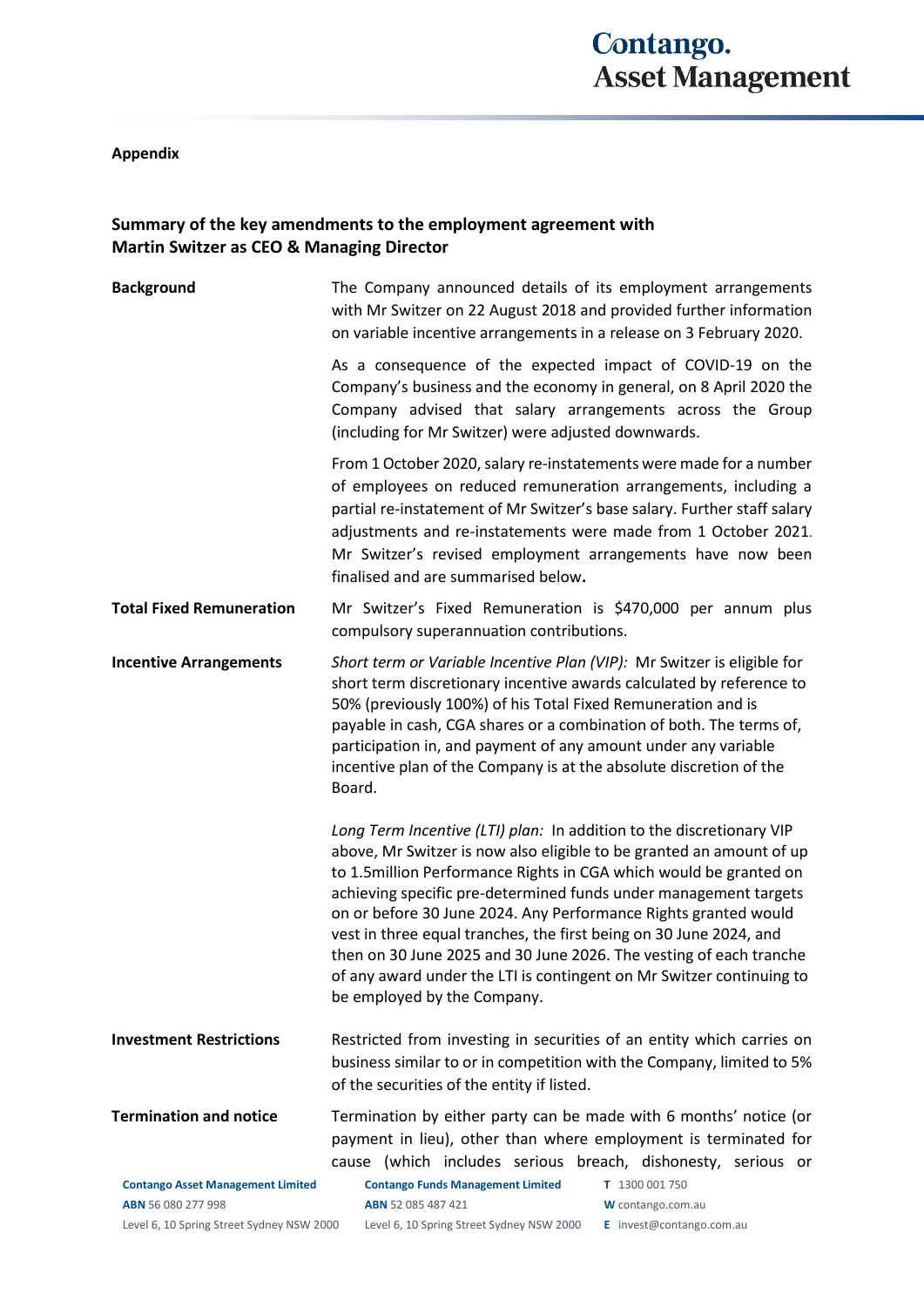**Appendix**

## Summary of the key amendments to the employment agreement with Martin Switzer as CEO & Managing Director

| | |
|---|---|
| **Background** | The Company announced details of its employment arrangements with Mr Switzer on 22 August 2018 and provided further information on variable incentive arrangements in a release on 3 February 2020.<br><br>As a consequence of the expected impact of COVID-19 on the Company's business and the economy in general, on 8 April 2020 the Company advised that salary arrangements across the Group (including for Mr Switzer) were adjusted downwards.<br><br>From 1 October 2020, salary re-instatements were made for a number of employees on reduced remuneration arrangements, including a partial re-instatement of Mr Switzer's base salary. Further staff salary adjustments and re-instatements were made from 1 October 2021. Mr Switzer's revised employment arrangements have now been finalised and are summarised below**.** |
| **Total Fixed Remuneration** | Mr Switzer's Fixed Remuneration is \$470,000 per annum plus compulsory superannuation contributions. |
| **Incentive Arrangements** | *Short term or Variable Incentive Plan (VIP):* Mr Switzer is eligible for short term discretionary incentive awards calculated by reference to 50% (previously 100%) of his Total Fixed Remuneration and is payable in cash, CGA shares or a combination of both. The terms of, participation in, and payment of any amount under any variable incentive plan of the Company is at the absolute discretion of the Board.<br><br>*Long Term Incentive (LTI) plan:* In addition to the discretionary VIP above, Mr Switzer is now also eligible to be granted an amount of up to 1.5million Performance Rights in CGA which would be granted on achieving specific pre-determined funds under management targets on or before 30 June 2024. Any Performance Rights granted would vest in three equal tranches, the first being on 30 June 2024, and then on 30 June 2025 and 30 June 2026. The vesting of each tranche of any award under the LTI is contingent on Mr Switzer continuing to be employed by the Company. |
| **Investment Restrictions** | Restricted from investing in securities of an entity which carries on business similar to or in competition with the Company, limited to 5% of the securities of the entity if listed. |
| **Termination and notice** | Termination by either party can be made with 6 months' notice (or payment in lieu), other than where employment is terminated for cause (which includes serious breach, dishonesty, serious or |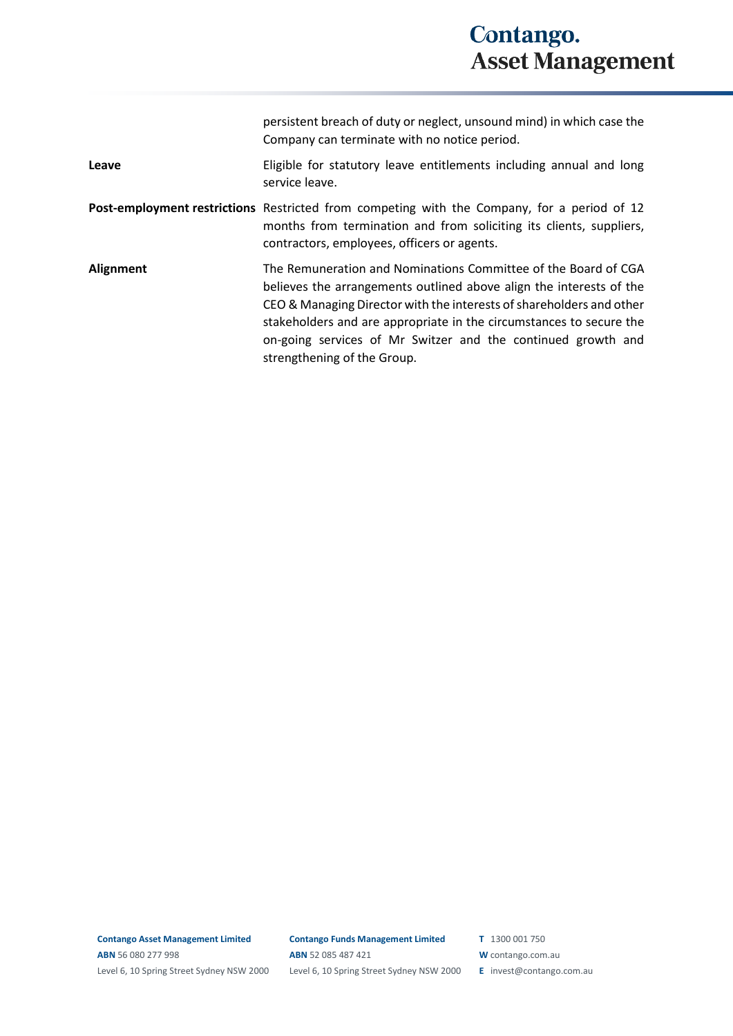| | |
|---|---|
| | persistent breach of duty or neglect, unsound mind) in which case the Company can terminate with no notice period. |
| **Leave** | Eligible for statutory leave entitlements including annual and long service leave. |
| **Post-employment restrictions** | Restricted from competing with the Company, for a period of 12 months from termination and from soliciting its clients, suppliers, contractors, employees, officers or agents. |
| **Alignment** | The Remuneration and Nominations Committee of the Board of CGA believes the arrangements outlined above align the interests of the CEO & Managing Director with the interests of shareholders and other stakeholders and are appropriate in the circumstances to secure the on-going services of Mr Switzer and the continued growth and strengthening of the Group. |